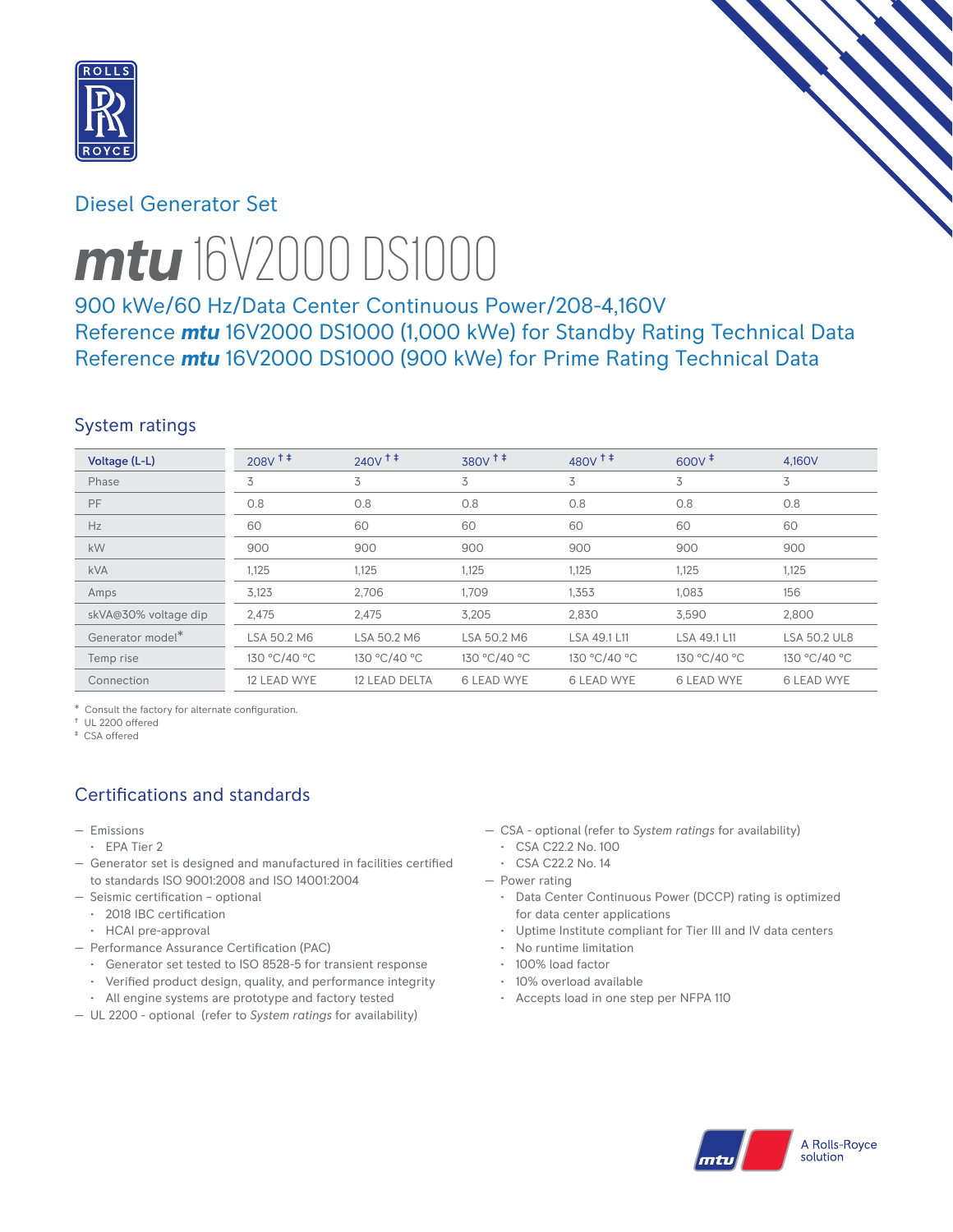Diesel Generator Set

# mtu 16V2000 DS1000

900 kWe/60 Hz/Data Center Continuous Power/208-4,160V
Reference **mtu** 16V2000 DS1000 (1,000 kWe) for Standby Rating Technical Data
Reference **mtu** 16V2000 DS1000 (900 kWe) for Prime Rating Technical Data

## System ratings

| Voltage (L-L) | 208V †‡ | 240V †‡ | 380V †‡ | 480V †‡ | 600V ‡ | 4,160V |
|---|---|---|---|---|---|---|
| Phase | 3 | 3 | 3 | 3 | 3 | 3 |
| PF | 0.8 | 0.8 | 0.8 | 0.8 | 0.8 | 0.8 |
| Hz | 60 | 60 | 60 | 60 | 60 | 60 |
| kW | 900 | 900 | 900 | 900 | 900 | 900 |
| kVA | 1,125 | 1,125 | 1,125 | 1,125 | 1,125 | 1,125 |
| Amps | 3,123 | 2,706 | 1,709 | 1,353 | 1,083 | 156 |
| skVA@30% voltage dip | 2,475 | 2,475 | 3,205 | 2,830 | 3,590 | 2,800 |
| Generator model* | LSA 50.2 M6 | LSA 50.2 M6 | LSA 50.2 M6 | LSA 49.1 L11 | LSA 49.1 L11 | LSA 50.2 UL8 |
| Temp rise | 130 °C/40 °C | 130 °C/40 °C | 130 °C/40 °C | 130 °C/40 °C | 130 °C/40 °C | 130 °C/40 °C |
| Connection | 12 LEAD WYE | 12 LEAD DELTA | 6 LEAD WYE | 6 LEAD WYE | 6 LEAD WYE | 6 LEAD WYE |

\* Consult the factory for alternate configuration.
† UL 2200 offered
‡ CSA offered

## Certifications and standards

- Emissions
  - EPA Tier 2
- Generator set is designed and manufactured in facilities certified to standards ISO 9001:2008 and ISO 14001:2004
- Seismic certification – optional
  - 2018 IBC certification
  - HCAI pre-approval
- Performance Assurance Certification (PAC)
  - Generator set tested to ISO 8528-5 for transient response
  - Verified product design, quality, and performance integrity
  - All engine systems are prototype and factory tested
- UL 2200 - optional (refer to *System ratings* for availability)
- CSA - optional (refer to *System ratings* for availability)
  - CSA C22.2 No. 100
  - CSA C22.2 No. 14
- Power rating
  - Data Center Continuous Power (DCCP) rating is optimized for data center applications
  - Uptime Institute compliant for Tier III and IV data centers
  - No runtime limitation
  - 100% load factor
  - 10% overload available
  - Accepts load in one step per NFPA 110

A Rolls-Royce solution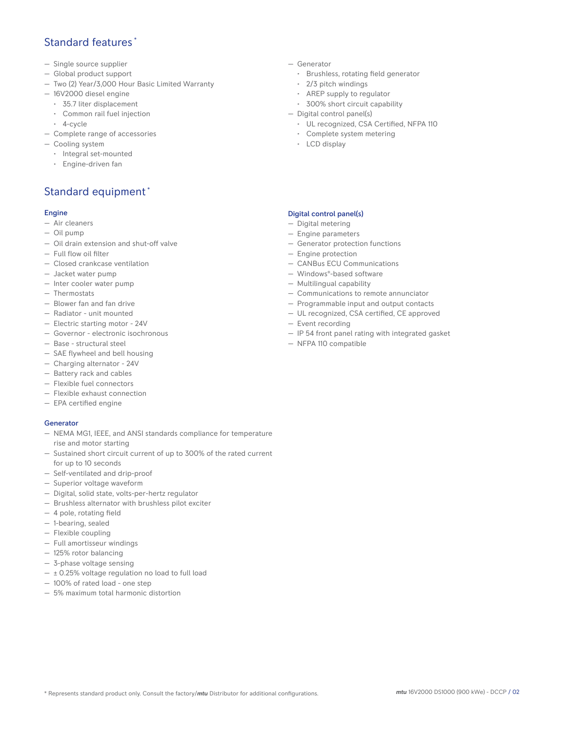## Standard features *

- Single source supplier
- Global product support
- Two (2) Year/3,000 Hour Basic Limited Warranty
- 16V2000 diesel engine
  - 35.7 liter displacement
  - Common rail fuel injection
  - 4-cycle
- Complete range of accessories
- Cooling system
  - Integral set-mounted
  - Engine-driven fan
- Generator
  - Brushless, rotating field generator
  - 2/3 pitch windings
  - AREP supply to regulator
  - 300% short circuit capability
- Digital control panel(s)
  - UL recognized, CSA Certified, NFPA 110
  - Complete system metering
  - LCD display

## Standard equipment *

### Engine

- Air cleaners
- Oil pump
- Oil drain extension and shut-off valve
- Full flow oil filter
- Closed crankcase ventilation
- Jacket water pump
- Inter cooler water pump
- Thermostats
- Blower fan and fan drive
- Radiator - unit mounted
- Electric starting motor - 24V
- Governor - electronic isochronous
- Base - structural steel
- SAE flywheel and bell housing
- Charging alternator - 24V
- Battery rack and cables
- Flexible fuel connectors
- Flexible exhaust connection
- EPA certified engine

### Generator

- NEMA MG1, IEEE, and ANSI standards compliance for temperature rise and motor starting
- Sustained short circuit current of up to 300% of the rated current for up to 10 seconds
- Self-ventilated and drip-proof
- Superior voltage waveform
- Digital, solid state, volts-per-hertz regulator
- Brushless alternator with brushless pilot exciter
- 4 pole, rotating field
- 1-bearing, sealed
- Flexible coupling
- Full amortisseur windings
- 125% rotor balancing
- 3-phase voltage sensing
- ± 0.25% voltage regulation no load to full load
- 100% of rated load - one step
- 5% maximum total harmonic distortion

### Digital control panel(s)

- Digital metering
- Engine parameters
- Generator protection functions
- Engine protection
- CANBus ECU Communications
- Windows®-based software
- Multilingual capability
- Communications to remote annunciator
- Programmable input and output contacts
- UL recognized, CSA certified, CE approved
- Event recording
- IP 54 front panel rating with integrated gasket
- NFPA 110 compatible

* Represents standard product only. Consult the factory/*mtu* Distributor for additional configurations.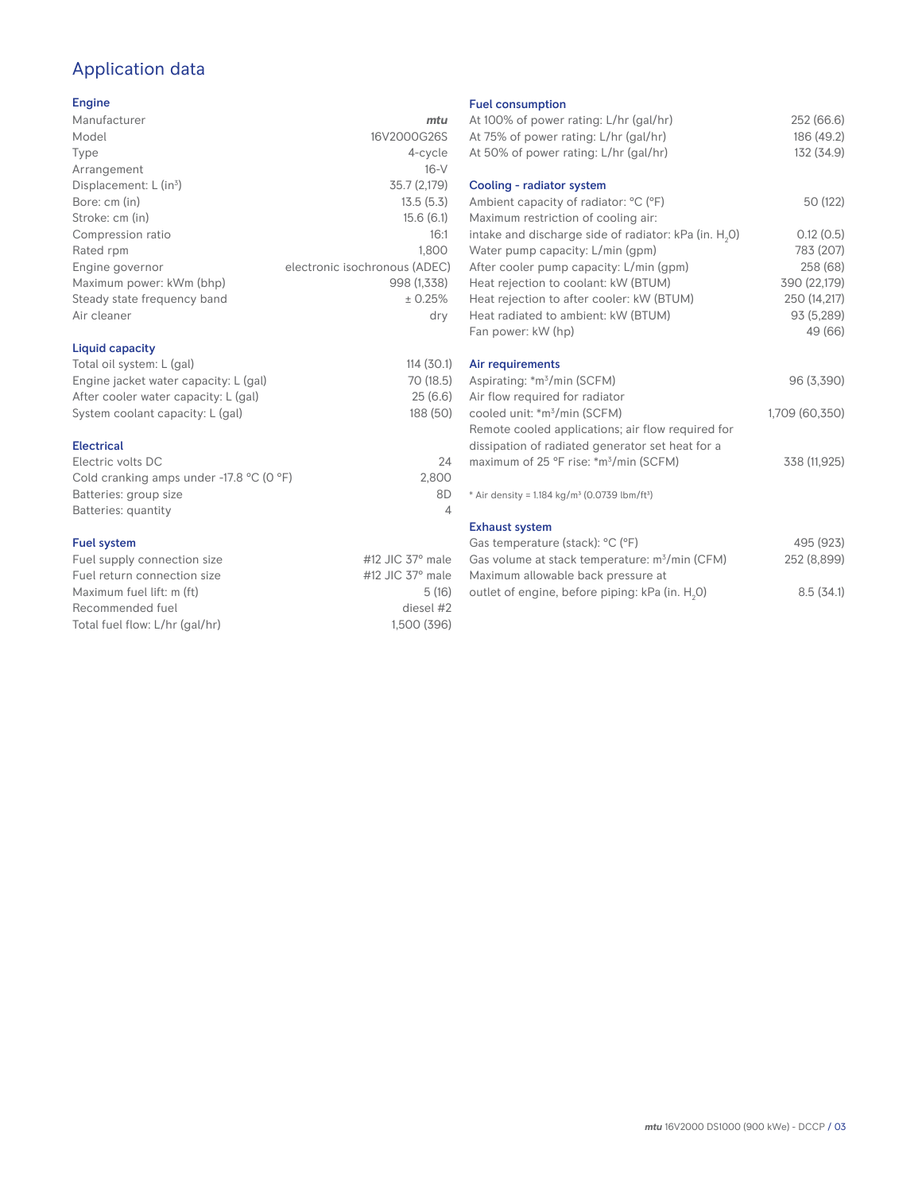## Application data

### Engine

| | |
|---|---|
| Manufacturer | *mtu* |
| Model | 16V2000G26S |
| Type | 4-cycle |
| Arrangement | 16-V |
| Displacement: L ($in^3$) | 35.7 (2,179) |
| Bore: cm (in) | 13.5 (5.3) |
| Stroke: cm (in) | 15.6 (6.1) |
| Compression ratio | 16:1 |
| Rated rpm | 1,800 |
| Engine governor | electronic isochronous (ADEC) |
| Maximum power: kWm (bhp) | 998 (1,338) |
| Steady state frequency band | ± 0.25% |
| Air cleaner | dry |

### Liquid capacity

| | |
|---|---|
| Total oil system: L (gal) | 114 (30.1) |
| Engine jacket water capacity: L (gal) | 70 (18.5) |
| After cooler water capacity: L (gal) | 25 (6.6) |
| System coolant capacity: L (gal) | 188 (50) |

### Electrical

| | |
|---|---|
| Electric volts DC | 24 |
| Cold cranking amps under -17.8 °C (0 °F) | 2,800 |
| Batteries: group size | 8D |
| Batteries: quantity | 4 |

### Fuel system

| | |
|---|---|
| Fuel supply connection size | #12 JIC 37° male |
| Fuel return connection size | #12 JIC 37° male |
| Maximum fuel lift: m (ft) | 5 (16) |
| Recommended fuel | diesel #2 |
| Total fuel flow: L/hr (gal/hr) | 1,500 (396) |

### Fuel consumption

| | |
|---|---|
| At 100% of power rating: L/hr (gal/hr) | 252 (66.6) |
| At 75% of power rating: L/hr (gal/hr) | 186 (49.2) |
| At 50% of power rating: L/hr (gal/hr) | 132 (34.9) |

### Cooling - radiator system

| | |
|---|---|
| Ambient capacity of radiator: °C (°F) | 50 (122) |
| Maximum restriction of cooling air: intake and discharge side of radiator: kPa (in. $H_2O$) | 0.12 (0.5) |
| Water pump capacity: L/min (gpm) | 783 (207) |
| After cooler pump capacity: L/min (gpm) | 258 (68) |
| Heat rejection to coolant: kW (BTUM) | 390 (22,179) |
| Heat rejection to after cooler: kW (BTUM) | 250 (14,217) |
| Heat radiated to ambient: kW (BTUM) | 93 (5,289) |
| Fan power: kW (hp) | 49 (66) |

### Air requirements

| | |
|---|---|
| Aspirating: *$m^3$/min (SCFM) | 96 (3,390) |
| Air flow required for radiator cooled unit: *$m^3$/min (SCFM) | 1,709 (60,350) |
| Remote cooled applications; air flow required for dissipation of radiated generator set heat for a maximum of 25 °F rise: *$m^3$/min (SCFM) | 338 (11,925) |

* Air density = 1.184 $kg/m^3$ (0.0739 $lbm/ft^3$)

### Exhaust system

| | |
|---|---|
| Gas temperature (stack): °C (°F) | 495 (923) |
| Gas volume at stack temperature: $m^3$/min (CFM) | 252 (8,899) |
| Maximum allowable back pressure at outlet of engine, before piping: kPa (in. $H_2O$) | 8.5 (34.1) |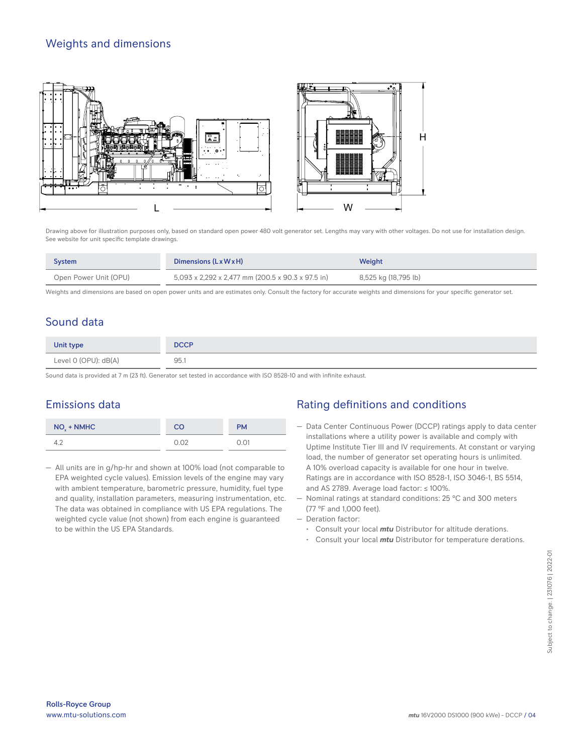## Weights and dimensions

L

W

H

Drawing above for illustration purposes only, based on standard open power 480 volt generator set. Lengths may vary with other voltages. Do not use for installation design. See website for unit specific template drawings.

| System | Dimensions (L x W x H) | Weight |
|---|---|---|
| Open Power Unit (OPU) | 5,093 x 2,292 x 2,477 mm (200.5 x 90.3 x 97.5 in) | 8,525 kg (18,795 lb) |

Weights and dimensions are based on open power units and are estimates only. Consult the factory for accurate weights and dimensions for your specific generator set.

## Sound data

| Unit type | DCCP |
|---|---|
| Level 0 (OPU): dB(A) | 95.1 |

Sound data is provided at 7 m (23 ft). Generator set tested in accordance with ISO 8528-10 and with infinite exhaust.

## Emissions data

| $NO_x$ + NMHC | CO | PM |
|---|---|---|
| 4.2 | 0.02 | 0.01 |

— All units are in g/hp-hr and shown at 100% load (not comparable to EPA weighted cycle values). Emission levels of the engine may vary with ambient temperature, barometric pressure, humidity, fuel type and quality, installation parameters, measuring instrumentation, etc. The data was obtained in compliance with US EPA regulations. The weighted cycle value (not shown) from each engine is guaranteed to be within the US EPA Standards.

## Rating definitions and conditions

— Data Center Continuous Power (DCCP) ratings apply to data center installations where a utility power is available and comply with Uptime Institute Tier III and IV requirements. At constant or varying load, the number of generator set operating hours is unlimited. A 10% overload capacity is available for one hour in twelve. Ratings are in accordance with ISO 8528-1, ISO 3046-1, BS 5514, and AS 2789. Average load factor: ≤ 100%.

— Nominal ratings at standard conditions: 25 °C and 300 meters (77 °F and 1,000 feet).

— Deration factor:
- Consult your local ***mtu*** Distributor for altitude derations.
- Consult your local ***mtu*** Distributor for temperature derations.

Subject to change. | 231076 | 2022-01

Rolls-Royce Group
www.mtu-solutions.com